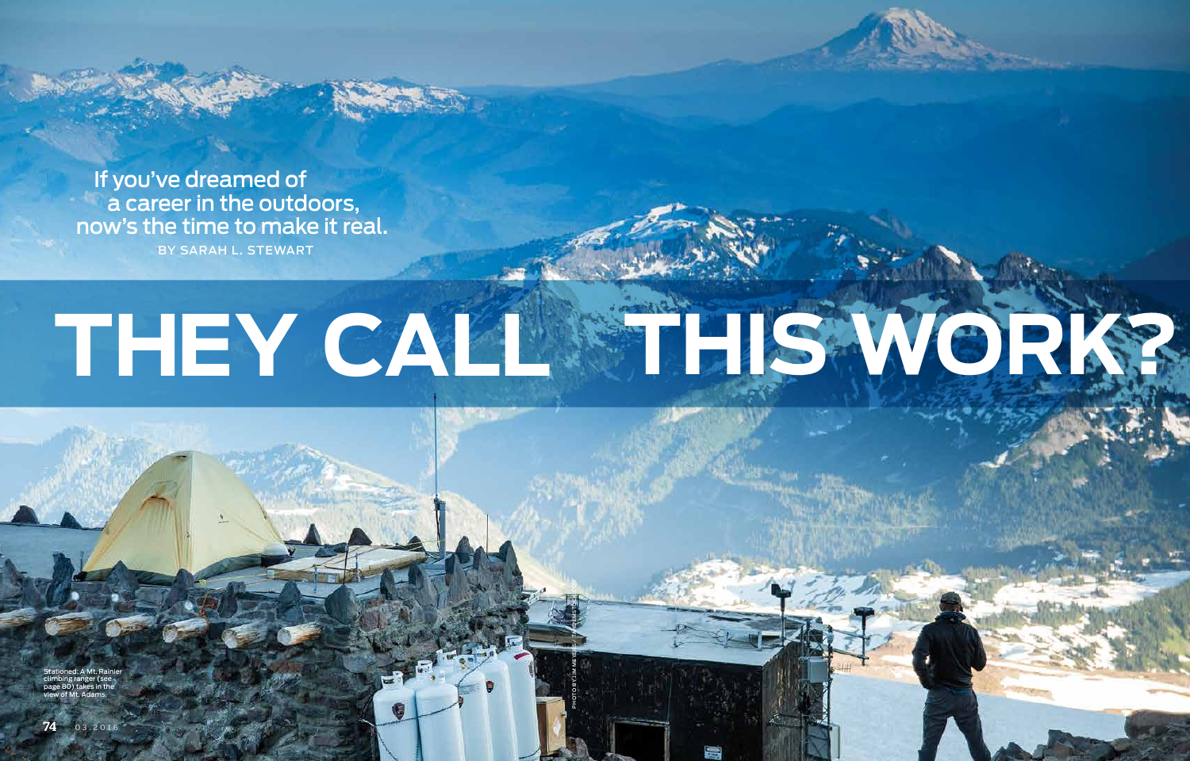# THEY CALL THIS WORK?

If you've dreamed of a career in the outdoors, now's the time to make it real.

BY SARAH L. STEWART

Stationed: A Mt. Rainier climbing ranger (see page 80) takes in the view of Mt. Adams.

PHOTO BY JIM MEYERS / THEGEMS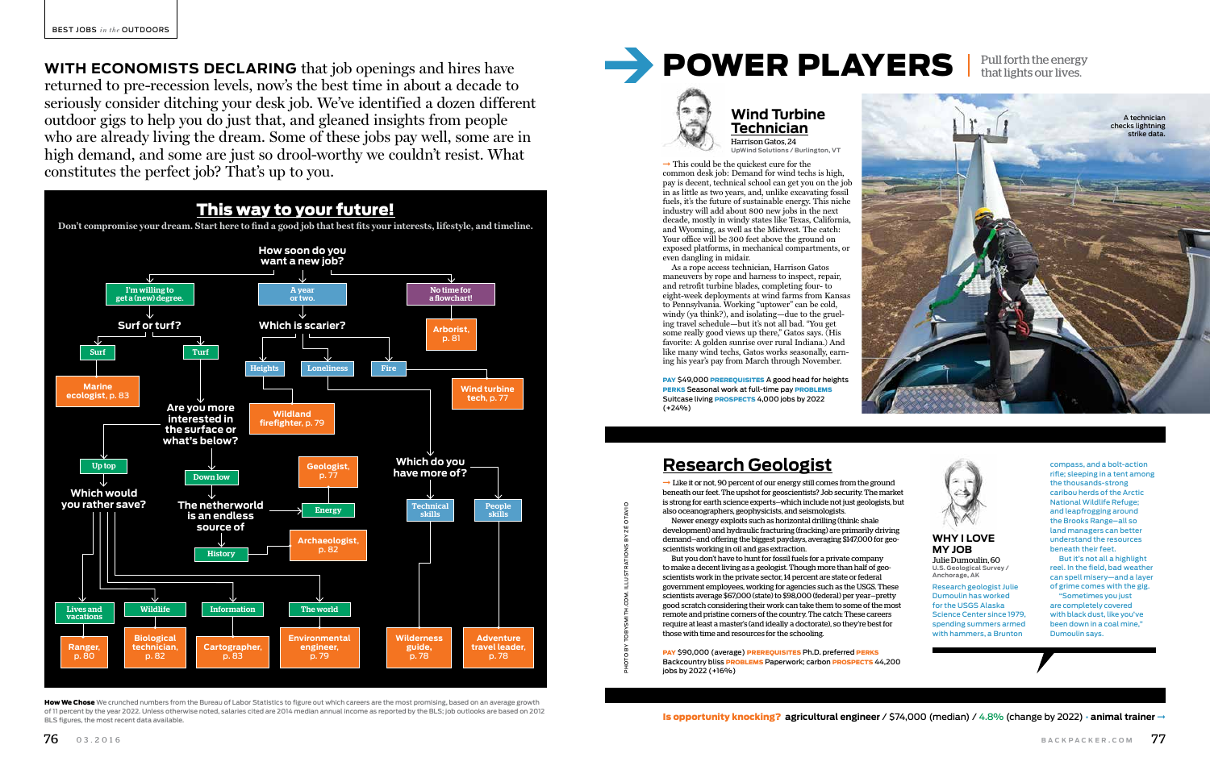**WITH ECONOMISTS DECLARING** that job openings and hires have returned to pre-recession levels, now's the best time in about a decade to seriously consider ditching your desk job. We've identified a dozen different outdoor gigs to help you do just that, and gleaned insights from people who are already living the dream. Some of these jobs pay well, some are in high demand, and some are just so drool-worthy we couldn't resist. What constitutes the perfect job? That's up to you.

## This way to your future!

Don't compromise your dream. Start here to find a good job that best fits your interests, lifestyle, and timeline.

**How soon do you want a new job?**

- **I'm willing to get a (new) degree.** → **Surf or turf?**
  - **Surf** → Marine ecologist, p. 83
  - **Turf** → **Are you more interested in the surface or what's below?**
    - **Up top** → **Which would you rather save?**
      - **Lives and vacations** → Ranger, p. 80
      - **Wildlife** → Biological technician, p. 82
      - **Information** → Cartographer, p. 83
      - **The world** → Environmental engineer, p. 79
    - **Down low** → **The netherworld is an endless source of**
      - **Energy** → Geologist, p. 77
      - **History** → Archaeologist, p. 82
- **A year or two.** → **Which is scarier?**
  - **Heights** → Wildland firefighter, p. 79
  - **Loneliness** → **Which do you have more of?**
    - **Technical skills** → Wilderness guide, p. 78
    - **People skills** → Adventure travel leader, p. 78
  - **Fire** → Wind turbine tech, p. 77
- **No time for a flowchart!** → Arborist, p. 81

**How We Chose** We crunched numbers from the Bureau of Labor Statistics to figure out which careers are the most promising, based on an average growth of 11 percent by the year 2022. Unless otherwise noted, salaries cited are 2014 median annual income as reported by the BLS; job outlooks are based on 2012 BLS figures, the most recent data available.

# POWER PLAYERS

Pull forth the energy that lights our lives.

## Wind Turbine Technician

Harrison Gatos, 24
UpWind Solutions / Burlington, VT

→ This could be the quickest cure for the common desk job: Demand for wind techs is high, pay is decent, technical school can get you on the job in as little as two years, and, unlike excavating fossil fuels, it's the future of sustainable energy. This niche industry will add about 800 new jobs in the next decade, mostly in windy states like Texas, California, and Wyoming, as well as the Midwest. The catch: Your office will be 300 feet above the ground on exposed platforms, in mechanical compartments, or even dangling in midair.

As a rope access technician, Harrison Gatos maneuvers by rope and harness to inspect, repair, and retrofit turbine blades, completing four- to eight-week deployments at wind farms from Kansas to Pennsylvania. Working "uptower" can be cold, windy (ya think?), and isolating—due to the grueling travel schedule—but it's not all bad. "You get some really good views up there," Gatos says. (His favorite: A golden sunrise over rural Indiana.) And like many wind techs, Gatos works seasonally, earning his year's pay from March through November.

**PAY** $49,000 **PREREQUISITES** A good head for heights **PERKS** Seasonal work at full-time pay **PROBLEMS** Suitcase living **PROSPECTS** 4,000 jobs by 2022 (+24%)

A technician checks lightning strike data.

## Research Geologist

→ Like it or not, 90 percent of our energy still comes from the ground beneath our feet. The upshot for geoscientists? Job security. The market is strong for earth science experts—which include not just geologists, but also oceanographers, geophysicists, and seismologists.

Newer energy exploits such as horizontal drilling (think: shale development) and hydraulic fracturing (fracking) are primarily driving demand—and offering the biggest paydays, averaging $147,000 for geoscientists working in oil and gas extraction.

But you don't have to hunt for fossil fuels for a private company to make a decent living as a geologist. Though more than half of geoscientists work in the private sector, 14 percent are state or federal government employees, working for agencies such as the USGS. These scientists average $67,000 (state) to $98,000 (federal) per year—pretty good scratch considering their work can take them to some of the most remote and pristine corners of the country. The catch: These careers require at least a master's (and ideally a doctorate), so they're best for those with time and resources for the schooling.

**PAY** $90,000 (average) **PREREQUISITES** Ph.D. preferred **PERKS** Backcountry bliss **PROBLEMS** Paperwork; carbon **PROSPECTS** 44,200 jobs by 2022 (+16%)

### WHY I LOVE MY JOB

Julie Dumoulin, 60
U.S. Geological Survey / Anchorage, AK

Research geologist Julie Dumoulin has worked for the USGS Alaska Science Center since 1979, spending summers armed with hammers, a Brunton compass, and a bolt-action rifle; sleeping in a tent among the thousands-strong caribou herds of the Arctic National Wildlife Refuge; and leapfrogging around the Brooks Range—all so land managers can better understand the resources beneath their feet.

But it's not all a highlight reel. In the field, bad weather can spell misery—and a layer of grime comes with the gig. "Sometimes you just are completely covered with black dust, like you've been down in a coal mine," Dumoulin says.

PHOTO BY TOBYSMITH.COM; ILLUSTRATIONS BY ZÉ OTAVIO

**Is opportunity knocking?** **agricultural engineer** / $74,000 (median) / 4.8% (change by 2022) • **animal trainer** →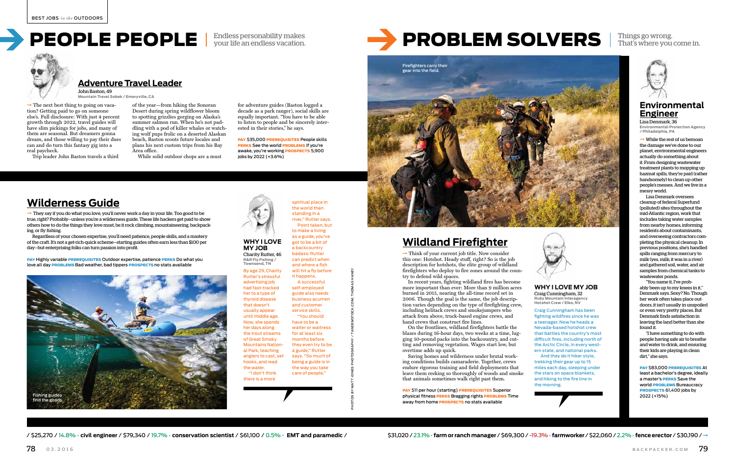# PEOPLE PEOPLE

Endless personability makes your life an endless vacation.

## Adventure Travel Leader

John Baston, 49
**Mountain Travel Sobek / Emeryville, CA**

→ The next best thing to going on vacation? Getting paid to go on someone else's. Full disclosure: With just 4 percent growth through 2022, travel guides will have slim pickings for jobs, and many of them are seasonal. But dreamers gonna dream, and those willing to pay their dues can and do turn this fantasy gig into a real paycheck.

Trip leader John Baston travels a third of the year—from hiking the Sonoran Desert during spring wildflower bloom to spotting grizzlies gorging on Alaska's summer salmon run. When he's not paddling with a pod of killer whales or watching wolf pups frolic on a deserted Alaskan beach, Baston scouts future locales and plans his next custom trips from his Bay Area office.

While solid outdoor chops are a must for adventure guides (Baston logged a decade as a park ranger), social skills are equally important. "You have to be able to listen to people and be sincerely interested in their stories," he says.

**PAY** $35,000 **PREREQUISITES** People skills **PERKS** See the world **PROBLEMS** If you're awake, you're working **PROSPECTS** 5,900 jobs by 2022 (+3.6%)

## Wilderness Guide

→ They say if you do what you love, you'll never work a day in your life. Too good to be true, right? Probably—unless you're a wilderness guide. These life hackers get paid to show others how to do the things they love most, be it rock climbing, mountaineering, backpacking, or fly fishing.

Regardless of your chosen expertise, you'll need patience, people skills, and a mastery of the craft. It's not a get-rich-quick scheme—starting guides often earn less than $100 per day—but enterprising folks can turn passion into profit.

**PAY** Highly variable **PREREQUISITES** Outdoor expertise, patience **PERKS** Do what you love all day **PROBLEMS** Bad weather, bad tippers **PROSPECTS** no stats available

Fishing guides find the goods.

### WHY I LOVE MY JOB

Charity Rutter, 46
**R&R Fly Fishing / Townsend, TN**

By age 29, Charity Rutter's stressful advertising job had fast-tracked her to a type of thyroid disease that doesn't usually appear until middle age. Now, she spends her days along the trout streams of Great Smoky Mountains National Park, teaching anglers to cast, set hooks, and read the water.

"I don't think there is a more spiritual place in the world than standing in a river," Rutter says.

Point taken, but to make a living as a guide, you've got to be a bit of a backcountry badass: Rutter can predict when and where a fish will hit a fly before it happens.

A successful self-employed guide also needs business acumen and customer service skills.

"You should have to be a waiter or waitress for at least six months before they even try to be a guide," Rutter says. "So much of being a guide is in the way you take care of people."

PHOTOS BY MATT JONES PHOTOGRAPHY / TANDEMSTOCK.COM; THOMAS HANEY

# PROBLEM SOLVERS

Things go wrong. That's where you come in.

Firefighters carry their gear into the field.

## Wildland Firefighter

→ Think of your current job title. Now consider this one: Hotshot. Heady stuff, right? So is the job description for hotshots, the elite group of wildland firefighters who deploy to fire zones around the country to defend wild spaces.

In recent years, fighting wildland fires has become more important than ever: More than 9 million acres burned in 2015, nearing the all-time record set in 2006. Though the goal is the same, the job description varies depending on the type of firefighting crew, including helitack crews and smokejumpers who attack from above, truck-based engine crews, and hand crews that construct fire lines.

On the frontlines, wildland firefighters battle the blazes during 16-hour days, two weeks at a time, lugging 50-pound packs into the backcountry, and cutting and removing vegetation. Wages start low, but overtime adds up quick.

Saving homes and wilderness under brutal working conditions builds camaraderie. Together, crews endure rigorous training and field deployments that leave them reeking so thoroughly of woods and smoke that animals sometimes walk right past them.

**PAY** $11 per hour (starting) **PREREQUISITES** Superior physical fitness **PERKS** Bragging rights **PROBLEMS** Time away from home **PROSPECTS** no stats available

### WHY I LOVE MY JOB

Craig Cunningham, 32
**Ruby Mountain Interagency Hotshot Crew / Elko, NV**

Craig Cunningham has been fighting wildfires since he was a teenager. Now he heads a Nevada-based hotshot crew that battles the country's most difficult fires, including north of the Arctic Circle, in every western state, and national parks.

And they do it hiker style, trekking their gear up to 15 miles each day, sleeping under the stars on space blankets, and hiking to the fire line in the morning.

## Environmental Engineer

Lisa Denmark, 36
**Environmental Protection Agency / Philadelphia, PA**

→ While the rest of us bemoan the damage we've done to our planet, environmental engineers actually do something about it. From designing wastewater treatment plants to mopping up hazmat spills, they're paid (rather handsomely) to clean up other people's messes. And we live in a messy world.

Lisa Denmark oversees cleanup of federal Superfund (polluted) sites throughout the mid-Atlantic region, work that includes taking water samples from nearby homes, informing residents about contaminants, and overseeing contractors completing the physical cleanup. In previous positions, she's handled spills ranging from mercury to milk (yes, milk; it was in a river) and gathered soil, water, and air samples from chemical tanks to wastewater ponds.

"You name it, I've probably been up to my knees in it," Denmark says. Sexy? No. Though her work often takes place outdoors, it isn't usually in unspoiled or even very pretty places. But Denmark finds satisfaction in leaving the land better than she found it.

"I have something to do with people having safe air to breathe and water to drink, and ensuring their kids are playing in clean dirt," she says.

**PAY** $83,000 **PREREQUISITES** At least a bachelor's degree, ideally a master's **PERKS** Save the world **PROBLEMS** Bureaucracy **PROSPECTS** 61,400 jobs by 2022 (+15%)

/ $25,270 / 14.8% • **civil engineer** / $79,340 / 19.7% • **conservation scientist** / $61,100 / 0.5% • **EMT and paramedic** / $31,020 / 23.1% • **farm or ranch manager** / $69,300 / -19.3% • **farmworker** / $22,060 / 2.2% • **fence erector** / $30,190 / →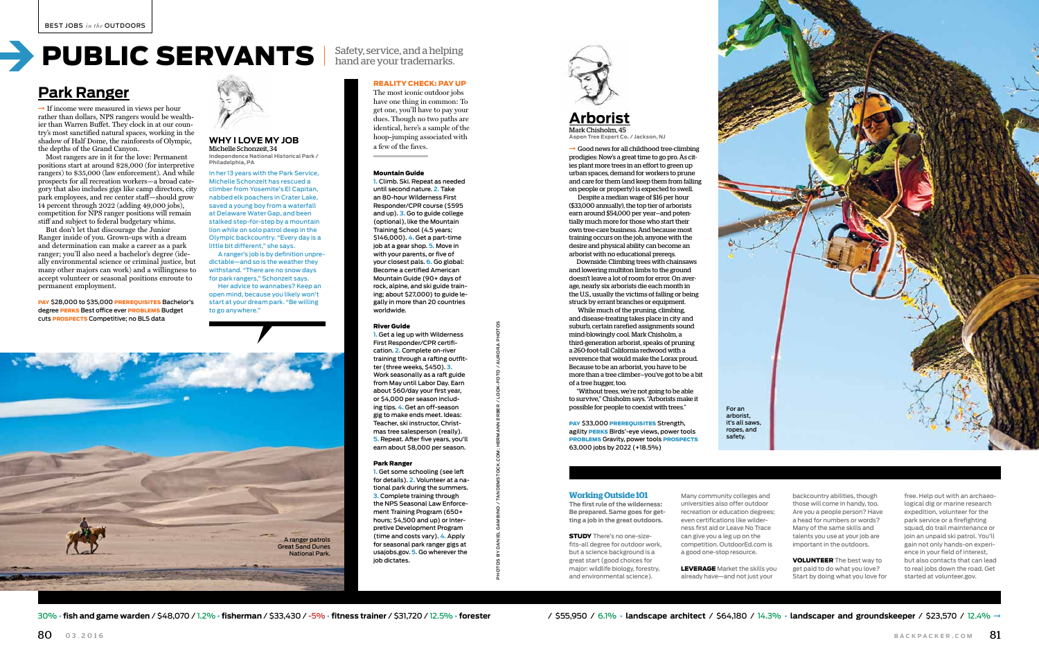# PUBLIC SERVANTS

Safety, service, and a helping hand are your trademarks.

## Park Ranger

→ If income were measured in views per hour rather than dollars, NPS rangers would be wealthier than Warren Buffet. They clock in at our country's most sanctified natural spaces, working in the shadow of Half Dome, the rainforests of Olympic, the depths of the Grand Canyon.

Most rangers are in it for the love: Permanent positions start at around $28,000 (for interpretive rangers) to $35,000 (law enforcement). And while prospects for all recreation workers—a broad category that also includes gigs like camp directors, city park employees, and rec center staff—should grow 14 percent through 2022 (adding 49,000 jobs), competition for NPS ranger positions will remain stiff and subject to federal budgetary whims.

But don't let that discourage the Junior Ranger inside of you. Grown-ups with a dream and determination can make a career as a park ranger; you'll also need a bachelor's degree (ideally environmental science or criminal justice, but many other majors can work) and a willingness to accept volunteer or seasonal positions enroute to permanent employment.

**PAY** $28,000 to $35,000 **PREREQUISITES** Bachelor's degree **PERKS** Best office ever **PROBLEMS** Budget cuts **PROSPECTS** Competitive; no BLS data

### WHY I LOVE MY JOB

Michelle Schonzeit, 34
**Independence National Historical Park / Philadelphia, PA**

In her 13 years with the Park Service, Michelle Schonzeit has rescued a climber from Yosemite's El Capitan, nabbed elk poachers in Crater Lake, saved a young boy from a waterfall at Delaware Water Gap, and been stalked step-for-step by a mountain lion while on solo patrol deep in the Olympic backcountry. "Every day is a little bit different," she says.

A ranger's job is by definition unpredictable—and so is the weather they withstand. "There are no snow days for park rangers," Schonzeit says.

Her advice to wannabes? Keep an open mind, because you likely won't start at your dream park. "Be willing to go anywhere."

A ranger patrols Great Sand Dunes National Park.

### REALITY CHECK: PAY UP

The most iconic outdoor jobs have one thing in common: To get one, you'll have to pay your dues. Though no two paths are identical, here's a sample of the hoop-jumping associated with a few of the faves.

**Mountain Guide**

1. Climb. Ski. Repeat as needed until second nature. 2. Take an 80-hour Wilderness First Responder/CPR course ($595 and up). 3. Go to guide college (optional), like the Mountain Training School (4.5 years; $146,000). 4. Get a part-time job at a gear shop. 5. Move in with your parents, or five of your closest pals. 6. Go global: Become a certified American Mountain Guide (90+ days of rock, alpine, and ski guide training; about $27,000) to guide legally in more than 20 countries worldwide.

**River Guide**

1. Get a leg up with Wilderness First Responder/CPR certification. 2. Complete on-river training through a rafting outfitter (three weeks, $450). 3. Work seasonally as a raft guide from May until Labor Day. Earn about $60/day your first year, or $4,000 per season including tips. 4. Get an off-season gig to make ends meet. Ideas: Teacher, ski instructor, Christmas tree salesperson (really). 5. Repeat. After five years, you'll earn about $8,000 per season.

**Park Ranger**

1. Get some schooling (see left for details). 2. Volunteer at a national park during the summers. 3. Complete training through the NPS Seasonal Law Enforcement Training Program (650+ hours; $4,500 and up) or Interpretive Development Program (time and costs vary). 4. Apply for seasonal park ranger gigs at usajobs.gov. 5. Go wherever the job dictates.

PHOTOS BY DANIEL GAMBINO / TANDEMSTOCK.COM; HERMANN ERBER / LOOK-FOTO / AURORA PHOTOS

## Arborist

Mark Chisholm, 45
**Aspen Tree Expert Co. / Jackson, NJ**

→ Good news for all childhood tree-climbing prodigies: Now's a great time to go pro. As cities plant more trees in an effort to green up urban spaces, demand for workers to prune and care for them (and keep them from falling on people or property) is expected to swell.

Despite a median wage of $16 per hour ($33,000 annually), the top tier of arborists earn around $54,000 per year—and potentially much more for those who start their own tree-care business. And because most training occurs on the job, anyone with the desire and physical ability can become an arborist with no educational prereqs.

Downside: Climbing trees with chainsaws and lowering multiton limbs to the ground doesn't leave a lot of room for error. On average, nearly six arborists die each month in the U.S., usually the victims of falling or being struck by errant branches or equipment.

While much of the pruning, climbing, and disease-treating takes place in city and suburb, certain rarefied assignments sound mind-blowingly cool. Mark Chisholm, a third-generation arborist, speaks of pruning a 260-foot-tall California redwood with a reverence that would make the Lorax proud. Because to be an arborist, you have to be more than a tree climber—you've got to be a bit of a tree hugger, too.

"Without trees, we're not going to be able to survive," Chisholm says. "Arborists make it possible for people to coexist with trees."

**PAY** $33,000 **PREREQUISITES** Strength, agility **PERKS** Birds'-eye views, power tools **PROBLEMS** Gravity, power tools **PROSPECTS** 63,000 jobs by 2022 (+18.5%)

For an arborist, it's all saws, ropes, and safety.

### Working Outside 101

**The first rule of the wilderness: Be prepared. Same goes for getting a job in the great outdoors.**

**STUDY** There's no one-size-fits-all degree for outdoor work, but a science background is a great start (good choices for major: wildlife biology, forestry, and environmental science). Many community colleges and universities also offer outdoor recreation or education degrees; even certifications like wilderness first aid or Leave No Trace can give you a leg up on the competition. OutdoorEd.com is a good one-stop resource.

**LEVERAGE** Market the skills you already have—and not just your backcountry abilities, though those will come in handy, too. Are you a people person? Have a head for numbers or words? Many of the same skills and talents you use at your job are important in the outdoors.

**VOLUNTEER** The best way to get paid to do what you love? Start by doing what you love for free. Help out with an archaeological dig or marine research expedition, volunteer for the park service or a firefighting squad, do trail maintenance or join an unpaid ski patrol. You'll gain not only hands-on experience in your field of interest, but also contacts that can lead to real jobs down the road. Get started at volunteer.gov.

30% • **fish and game warden** / $48,070 / 1.2% • **fisherman** / $33,430 / -5% • **fitness trainer** / $31,720 / 12.5% • **forester** / $55,950 / 6.1% • **landscape architect** / $64,180 / 14.3% • **landscaper and groundskeeper** / $23,570 / 12.4% →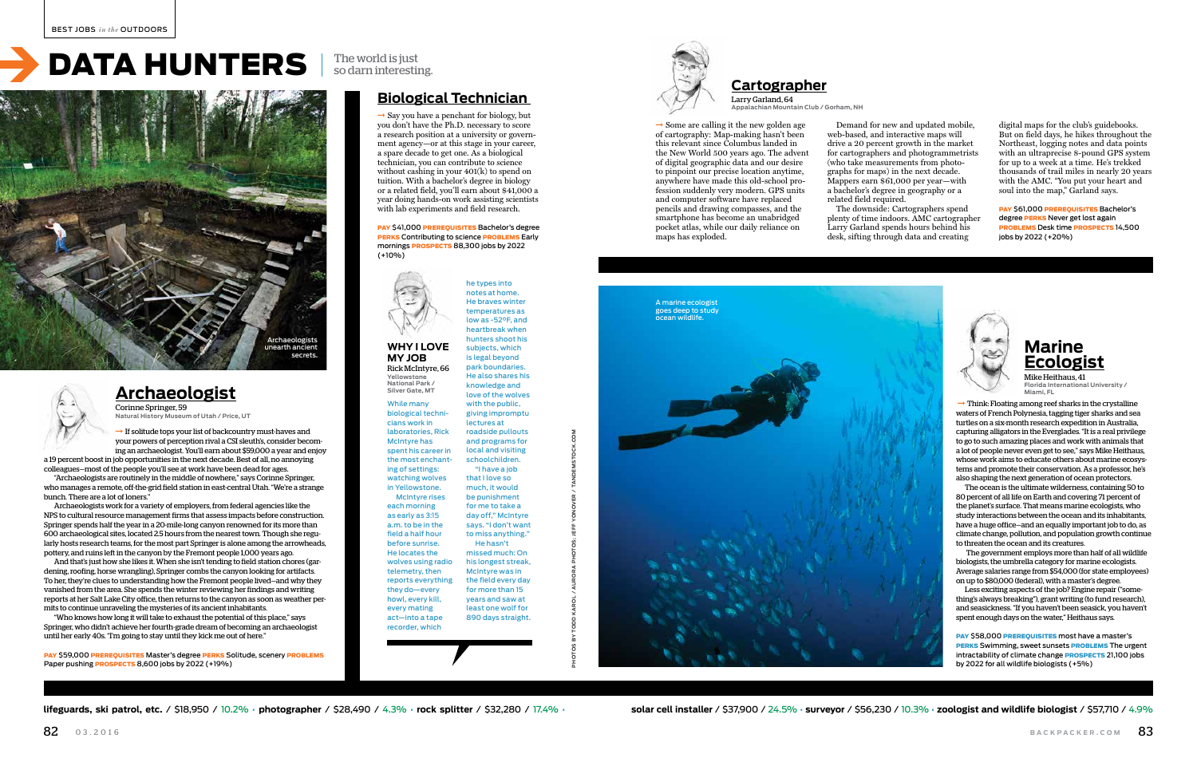BEST JOBS *in the* OUTDOORS

# DATA HUNTERS

The world is just so darn interesting.

Archaeologists unearth ancient secrets.

## Archaeologist

Corinne Springer, 59
Natural History Museum of Utah / Price, UT

→ If solitude tops your list of backcountry must-haves and your powers of perception rival a CSI sleuth's, consider becoming an archaeologist. You'll earn about $59,000 a year and enjoy a 19 percent boost in job opportunities in the next decade. Best of all, no annoying colleagues—most of the people you'll see at work have been dead for ages.

"Archaeologists are routinely in the middle of nowhere," says Corinne Springer, who manages a remote, off-the-grid field station in east-central Utah. "We're a strange bunch. There are a lot of loners."

Archaeologists work for a variety of employers, from federal agencies like the NPS to cultural resource management firms that assess impacts before construction. Springer spends half the year in a 20-mile-long canyon renowned for its more than 600 archaeological sites, located 2.5 hours from the nearest town. Though she regularly hosts research teams, for the most part Springer is alone among the arrowheads, pottery, and ruins left in the canyon by the Fremont people 1,000 years ago.

And that's just how she likes it. When she isn't tending to field station chores (gardening, roofing, horse wrangling), Springer combs the canyon looking for artifacts. To her, they're clues to understanding how the Fremont people lived—and why they vanished from the area. She spends the winter reviewing her findings and writing reports at her Salt Lake City office, then returns to the canyon as soon as weather permits to continue unraveling the mysteries of its ancient inhabitants.

"Who knows how long it will take to exhaust the potential of this place," says Springer, who didn't achieve her fourth-grade dream of becoming an archaeologist until her early 40s. "I'm going to stay until they kick me out of here."

**PAY** $59,000 **PREREQUISITES** Master's degree **PERKS** Solitude, scenery **PROBLEMS** Paper pushing **PROSPECTS** 8,600 jobs by 2022 (+19%)

## Biological Technician

→ Say you have a penchant for biology, but you don't have the Ph.D. necessary to score a research position at a university or government agency—or at this stage in your career, a spare decade to get one. As a biological technician, you can contribute to science without cashing in your 401(k) to spend on tuition. With a bachelor's degree in biology or a related field, you'll earn about $41,000 a year doing hands-on work assisting scientists with lab experiments and field research.

**PAY** $41,000 **PREREQUISITES** Bachelor's degree **PERKS** Contributing to science **PROBLEMS** Early mornings **PROSPECTS** 88,300 jobs by 2022 (+10%)

### WHY I LOVE MY JOB

Rick McIntyre, 66
Yellowstone National Park / Silver Gate, MT

While many biological technicians work in laboratories, Rick McIntyre has spent his career in the most enchanting of settings: watching wolves in Yellowstone.

McIntyre rises each morning as early as 3:15 a.m. to be in the field a half hour before sunrise. He locates the wolves using radio telemetry, then reports everything they do—every howl, every kill, every mating act—into a tape recorder, which he types into notes at home. He braves winter temperatures as low as -52°F, and heartbreak when hunters shoot his subjects, which is legal beyond park boundaries. He also shares his knowledge and love of the wolves with the public, giving impromptu lectures at roadside pullouts and programs for local and visiting schoolchildren.

"I have a job that I love so much, it would be punishment for me to take a day off," McIntyre says. "I don't want to miss anything."

He hasn't missed much: On his longest streak, McIntyre was in the field every day for more than 15 years and saw at least one wolf for 890 days straight.

PHOTOS BY TODD KAROL / AURORA PHOTOS; JEFF YONOVER / TANDEMSTOCK.COM

## Cartographer

Larry Garland, 64
Appalachian Mountain Club / Gorham, NH

→ Some are calling it the new golden age of cartography: Map-making hasn't been this relevant since Columbus landed in the New World 500 years ago. The advent of digital geographic data and our desire to pinpoint our precise location anytime, anywhere have made this old-school profession suddenly very modern. GPS units and computer software have replaced pencils and drawing compasses, and the smartphone has become an unabridged pocket atlas, while our daily reliance on maps has exploded.

Demand for new and updated mobile, web-based, and interactive maps will drive a 20 percent growth in the market for cartographers and photogrammetrists (who take measurements from photographs for maps) in the next decade. Mappers earn $61,000 per year—with a bachelor's degree in geography or a related field required.

The downside: Cartographers spend plenty of time indoors. AMC cartographer Larry Garland spends hours behind his desk, sifting through data and creating digital maps for the club's guidebooks. But on field days, he hikes throughout the Northeast, logging notes and data points with an ultraprecise 8-pound GPS system for up to a week at a time. He's trekked thousands of trail miles in nearly 20 years with the AMC. "You put your heart and soul into the map," Garland says.

**PAY** $61,000 **PREREQUISITES** Bachelor's degree **PERKS** Never get lost again **PROBLEMS** Desk time **PROSPECTS** 14,500 jobs by 2022 (+20%)

A marine ecologist goes deep to study ocean wildlife.

## Marine Ecologist

Mike Heithaus, 41
Florida International University / Miami, FL

→ Think: Floating among reef sharks in the crystalline waters of French Polynesia, tagging tiger sharks and sea turtles on a six-month research expedition in Australia, capturing alligators in the Everglades. "It is a real privilege to go to such amazing places and work with animals that a lot of people never even get to see," says Mike Heithaus, whose work aims to educate others about marine ecosystems and promote their conservation. As a professor, he's also shaping the next generation of ocean protectors.

The ocean is the ultimate wilderness, containing 50 to 80 percent of all life on Earth and covering 71 percent of the planet's surface. That means marine ecologists, who study interactions between the ocean and its inhabitants, have a huge office—and an equally important job to do, as climate change, pollution, and population growth continue to threaten the ocean and its creatures.

The government employs more than half of all wildlife biologists, the umbrella category for marine ecologists. Average salaries range from $54,000 (for state employees) on up to $80,000 (federal), with a master's degree.

Less exciting aspects of the job? Engine repair ("something's always breaking"), grant writing (to fund research), and seasickness. "If you haven't been seasick, you haven't spent enough days on the water," Heithaus says.

**PAY** $58,000 **PREREQUISITES** most have a master's **PERKS** Swimming, sweet sunsets **PROBLEMS** The urgent intractability of climate change **PROSPECTS** 21,100 jobs by 2022 for all wildlife biologists (+5%)

**lifeguards, ski patrol, etc.** / $18,950 / 10.2% • **photographer** / $28,490 / 4.3% • **rock splitter** / $32,280 / 17.4% • **solar cell installer** / $37,900 / 24.5% • **surveyor** / $56,230 / 10.3% • **zoologist and wildlife biologist** / $57,710 / 4.9%